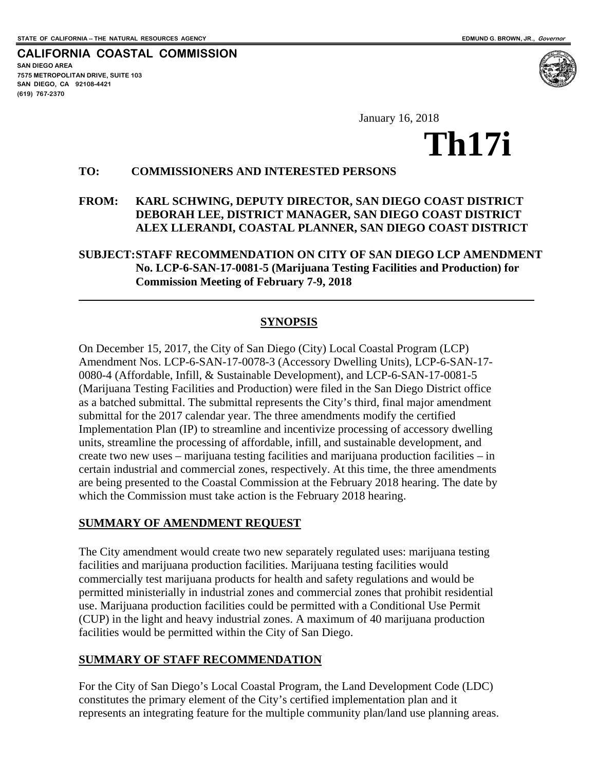STATE OF CALIFORNIA -- THE NATURAL RESOURCES AGENCY EDMUND G. BROWN, JR., *Governor*

**CALIFORNIA COASTAL COMMISSION**
**SAN DIEGO AREA**
**7575 METROPOLITAN DRIVE, SUITE 103**
**SAN DIEGO, CA 92108-4421**
**(619) 767-2370**

January 16, 2018

# Th17i

**TO: COMMISSIONERS AND INTERESTED PERSONS**

**FROM: KARL SCHWING, DEPUTY DIRECTOR, SAN DIEGO COAST DISTRICT**
**DEBORAH LEE, DISTRICT MANAGER, SAN DIEGO COAST DISTRICT**
**ALEX LLERANDI, COASTAL PLANNER, SAN DIEGO COAST DISTRICT**

**SUBJECT: STAFF RECOMMENDATION ON CITY OF SAN DIEGO LCP AMENDMENT No. LCP-6-SAN-17-0081-5 (Marijuana Testing Facilities and Production) for Commission Meeting of February 7-9, 2018**

---

## SYNOPSIS

On December 15, 2017, the City of San Diego (City) Local Coastal Program (LCP) Amendment Nos. LCP-6-SAN-17-0078-3 (Accessory Dwelling Units), LCP-6-SAN-17-0080-4 (Affordable, Infill, & Sustainable Development), and LCP-6-SAN-17-0081-5 (Marijuana Testing Facilities and Production) were filed in the San Diego District office as a batched submittal. The submittal represents the City's third, final major amendment submittal for the 2017 calendar year. The three amendments modify the certified Implementation Plan (IP) to streamline and incentivize processing of accessory dwelling units, streamline the processing of affordable, infill, and sustainable development, and create two new uses – marijuana testing facilities and marijuana production facilities – in certain industrial and commercial zones, respectively. At this time, the three amendments are being presented to the Coastal Commission at the February 2018 hearing. The date by which the Commission must take action is the February 2018 hearing.

## SUMMARY OF AMENDMENT REQUEST

The City amendment would create two new separately regulated uses: marijuana testing facilities and marijuana production facilities. Marijuana testing facilities would commercially test marijuana products for health and safety regulations and would be permitted ministerially in industrial zones and commercial zones that prohibit residential use. Marijuana production facilities could be permitted with a Conditional Use Permit (CUP) in the light and heavy industrial zones. A maximum of 40 marijuana production facilities would be permitted within the City of San Diego.

## SUMMARY OF STAFF RECOMMENDATION

For the City of San Diego's Local Coastal Program, the Land Development Code (LDC) constitutes the primary element of the City's certified implementation plan and it represents an integrating feature for the multiple community plan/land use planning areas.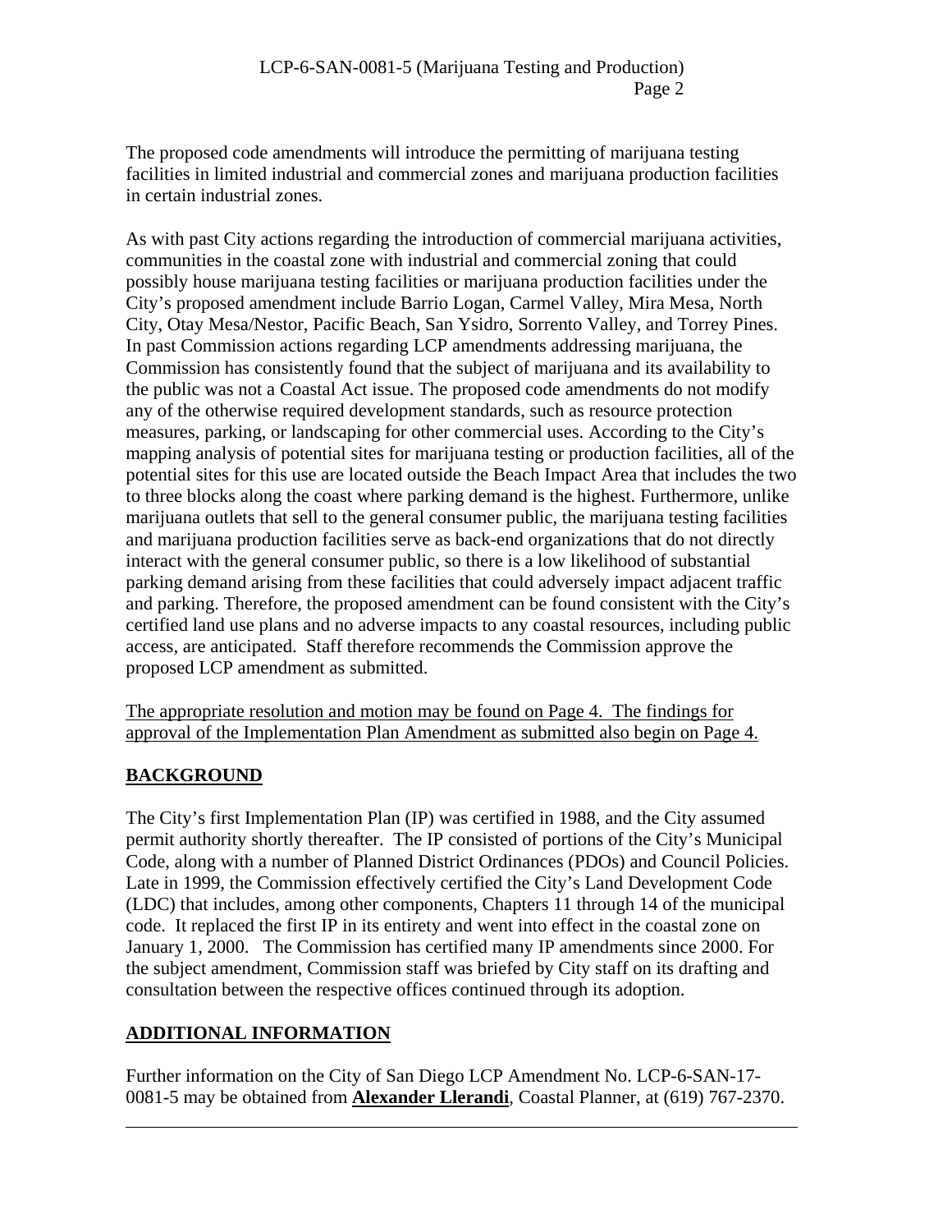The proposed code amendments will introduce the permitting of marijuana testing facilities in limited industrial and commercial zones and marijuana production facilities in certain industrial zones.

As with past City actions regarding the introduction of commercial marijuana activities, communities in the coastal zone with industrial and commercial zoning that could possibly house marijuana testing facilities or marijuana production facilities under the City's proposed amendment include Barrio Logan, Carmel Valley, Mira Mesa, North City, Otay Mesa/Nestor, Pacific Beach, San Ysidro, Sorrento Valley, and Torrey Pines. In past Commission actions regarding LCP amendments addressing marijuana, the Commission has consistently found that the subject of marijuana and its availability to the public was not a Coastal Act issue. The proposed code amendments do not modify any of the otherwise required development standards, such as resource protection measures, parking, or landscaping for other commercial uses. According to the City's mapping analysis of potential sites for marijuana testing or production facilities, all of the potential sites for this use are located outside the Beach Impact Area that includes the two to three blocks along the coast where parking demand is the highest. Furthermore, unlike marijuana outlets that sell to the general consumer public, the marijuana testing facilities and marijuana production facilities serve as back-end organizations that do not directly interact with the general consumer public, so there is a low likelihood of substantial parking demand arising from these facilities that could adversely impact adjacent traffic and parking. Therefore, the proposed amendment can be found consistent with the City's certified land use plans and no adverse impacts to any coastal resources, including public access, are anticipated. Staff therefore recommends the Commission approve the proposed LCP amendment as submitted.

The appropriate resolution and motion may be found on Page 4. The findings for approval of the Implementation Plan Amendment as submitted also begin on Page 4.

## BACKGROUND

The City's first Implementation Plan (IP) was certified in 1988, and the City assumed permit authority shortly thereafter. The IP consisted of portions of the City's Municipal Code, along with a number of Planned District Ordinances (PDOs) and Council Policies. Late in 1999, the Commission effectively certified the City's Land Development Code (LDC) that includes, among other components, Chapters 11 through 14 of the municipal code. It replaced the first IP in its entirety and went into effect in the coastal zone on January 1, 2000. The Commission has certified many IP amendments since 2000. For the subject amendment, Commission staff was briefed by City staff on its drafting and consultation between the respective offices continued through its adoption.

## ADDITIONAL INFORMATION

Further information on the City of San Diego LCP Amendment No. LCP-6-SAN-17-0081-5 may be obtained from **Alexander Llerandi**, Coastal Planner, at (619) 767-2370.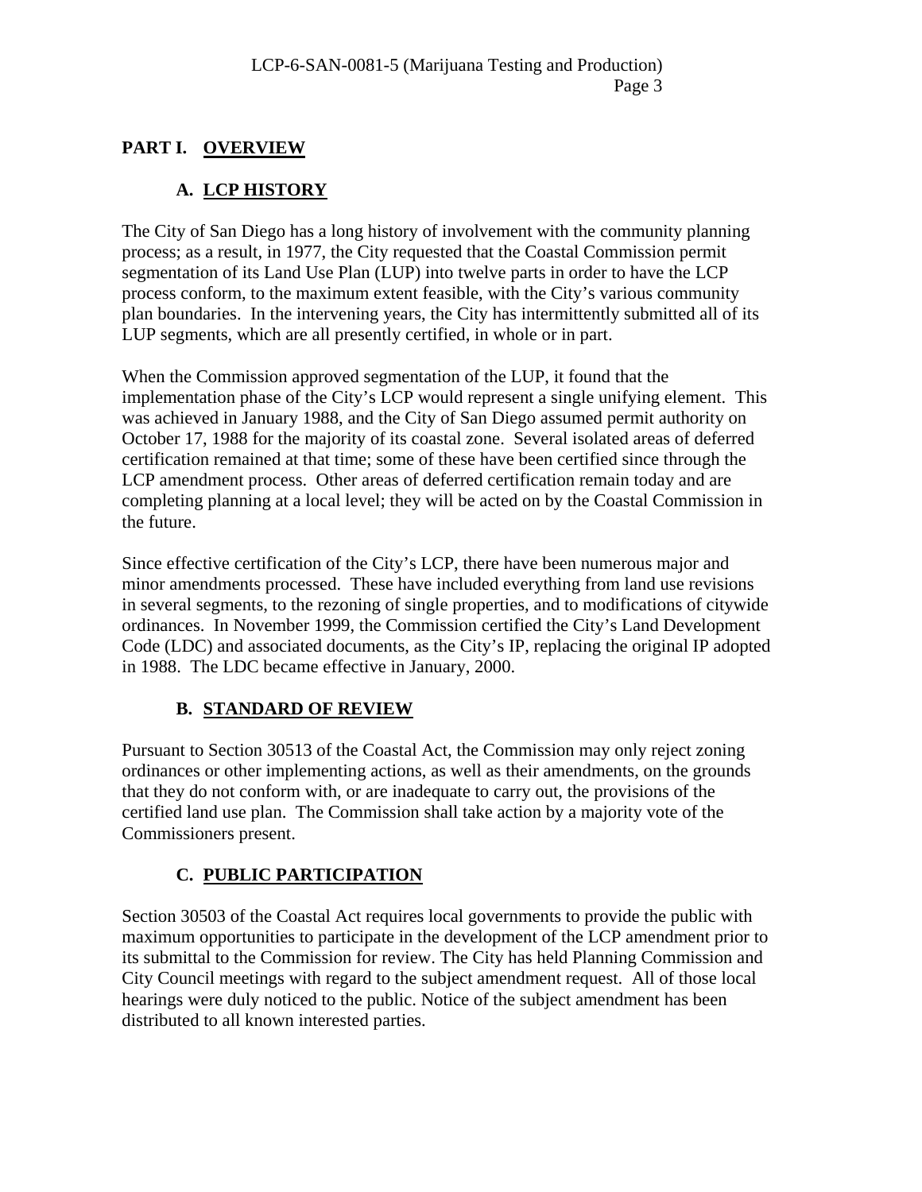## PART I. OVERVIEW

### A. LCP HISTORY

The City of San Diego has a long history of involvement with the community planning process; as a result, in 1977, the City requested that the Coastal Commission permit segmentation of its Land Use Plan (LUP) into twelve parts in order to have the LCP process conform, to the maximum extent feasible, with the City's various community plan boundaries. In the intervening years, the City has intermittently submitted all of its LUP segments, which are all presently certified, in whole or in part.

When the Commission approved segmentation of the LUP, it found that the implementation phase of the City's LCP would represent a single unifying element. This was achieved in January 1988, and the City of San Diego assumed permit authority on October 17, 1988 for the majority of its coastal zone. Several isolated areas of deferred certification remained at that time; some of these have been certified since through the LCP amendment process. Other areas of deferred certification remain today and are completing planning at a local level; they will be acted on by the Coastal Commission in the future.

Since effective certification of the City's LCP, there have been numerous major and minor amendments processed. These have included everything from land use revisions in several segments, to the rezoning of single properties, and to modifications of citywide ordinances. In November 1999, the Commission certified the City's Land Development Code (LDC) and associated documents, as the City's IP, replacing the original IP adopted in 1988. The LDC became effective in January, 2000.

### B. STANDARD OF REVIEW

Pursuant to Section 30513 of the Coastal Act, the Commission may only reject zoning ordinances or other implementing actions, as well as their amendments, on the grounds that they do not conform with, or are inadequate to carry out, the provisions of the certified land use plan. The Commission shall take action by a majority vote of the Commissioners present.

### C. PUBLIC PARTICIPATION

Section 30503 of the Coastal Act requires local governments to provide the public with maximum opportunities to participate in the development of the LCP amendment prior to its submittal to the Commission for review. The City has held Planning Commission and City Council meetings with regard to the subject amendment request. All of those local hearings were duly noticed to the public. Notice of the subject amendment has been distributed to all known interested parties.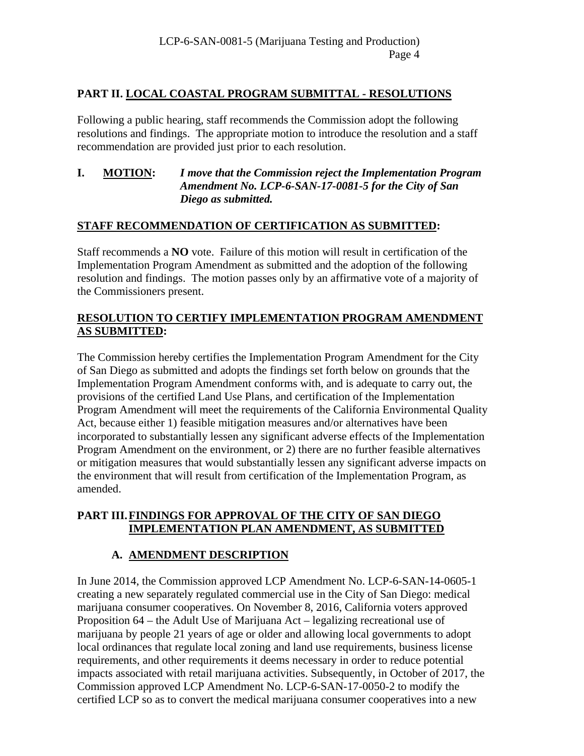## PART II. LOCAL COASTAL PROGRAM SUBMITTAL - RESOLUTIONS

Following a public hearing, staff recommends the Commission adopt the following resolutions and findings. The appropriate motion to introduce the resolution and a staff recommendation are provided just prior to each resolution.

**I. MOTION:** ***I move that the Commission reject the Implementation Program Amendment No. LCP-6-SAN-17-0081-5 for the City of San Diego as submitted.***

**STAFF RECOMMENDATION OF CERTIFICATION AS SUBMITTED:**

Staff recommends a **NO** vote. Failure of this motion will result in certification of the Implementation Program Amendment as submitted and the adoption of the following resolution and findings. The motion passes only by an affirmative vote of a majority of the Commissioners present.

**RESOLUTION TO CERTIFY IMPLEMENTATION PROGRAM AMENDMENT AS SUBMITTED:**

The Commission hereby certifies the Implementation Program Amendment for the City of San Diego as submitted and adopts the findings set forth below on grounds that the Implementation Program Amendment conforms with, and is adequate to carry out, the provisions of the certified Land Use Plans, and certification of the Implementation Program Amendment will meet the requirements of the California Environmental Quality Act, because either 1) feasible mitigation measures and/or alternatives have been incorporated to substantially lessen any significant adverse effects of the Implementation Program Amendment on the environment, or 2) there are no further feasible alternatives or mitigation measures that would substantially lessen any significant adverse impacts on the environment that will result from certification of the Implementation Program, as amended.

## PART III. FINDINGS FOR APPROVAL OF THE CITY OF SAN DIEGO IMPLEMENTATION PLAN AMENDMENT, AS SUBMITTED

### A. AMENDMENT DESCRIPTION

In June 2014, the Commission approved LCP Amendment No. LCP-6-SAN-14-0605-1 creating a new separately regulated commercial use in the City of San Diego: medical marijuana consumer cooperatives. On November 8, 2016, California voters approved Proposition 64 – the Adult Use of Marijuana Act – legalizing recreational use of marijuana by people 21 years of age or older and allowing local governments to adopt local ordinances that regulate local zoning and land use requirements, business license requirements, and other requirements it deems necessary in order to reduce potential impacts associated with retail marijuana activities. Subsequently, in October of 2017, the Commission approved LCP Amendment No. LCP-6-SAN-17-0050-2 to modify the certified LCP so as to convert the medical marijuana consumer cooperatives into a new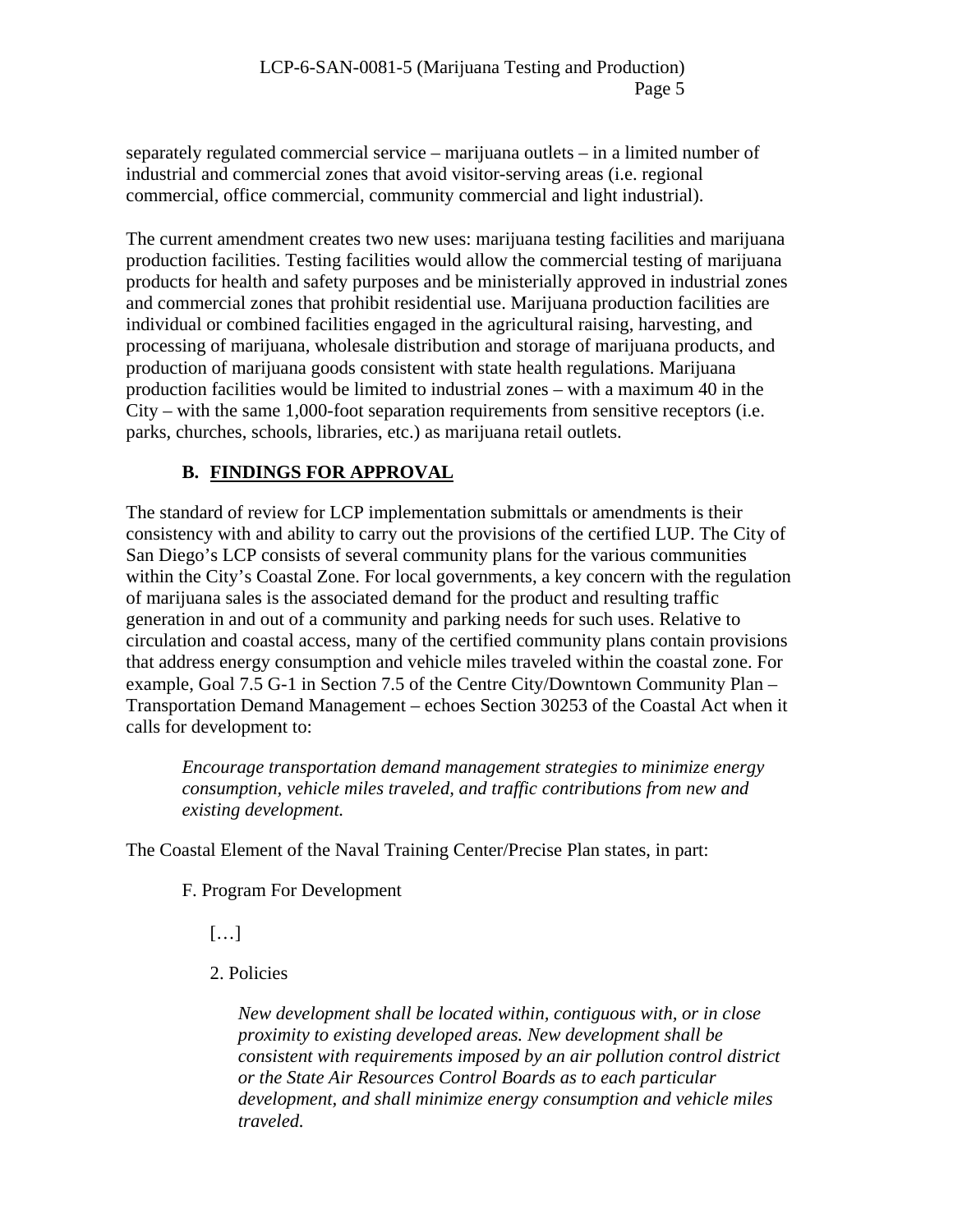separately regulated commercial service – marijuana outlets – in a limited number of industrial and commercial zones that avoid visitor-serving areas (i.e. regional commercial, office commercial, community commercial and light industrial).

The current amendment creates two new uses: marijuana testing facilities and marijuana production facilities. Testing facilities would allow the commercial testing of marijuana products for health and safety purposes and be ministerially approved in industrial zones and commercial zones that prohibit residential use. Marijuana production facilities are individual or combined facilities engaged in the agricultural raising, harvesting, and processing of marijuana, wholesale distribution and storage of marijuana products, and production of marijuana goods consistent with state health regulations. Marijuana production facilities would be limited to industrial zones – with a maximum 40 in the City – with the same 1,000-foot separation requirements from sensitive receptors (i.e. parks, churches, schools, libraries, etc.) as marijuana retail outlets.

## B. <u>FINDINGS FOR APPROVAL</u>

The standard of review for LCP implementation submittals or amendments is their consistency with and ability to carry out the provisions of the certified LUP. The City of San Diego's LCP consists of several community plans for the various communities within the City's Coastal Zone. For local governments, a key concern with the regulation of marijuana sales is the associated demand for the product and resulting traffic generation in and out of a community and parking needs for such uses. Relative to circulation and coastal access, many of the certified community plans contain provisions that address energy consumption and vehicle miles traveled within the coastal zone. For example, Goal 7.5 G-1 in Section 7.5 of the Centre City/Downtown Community Plan – Transportation Demand Management – echoes Section 30253 of the Coastal Act when it calls for development to:

> *Encourage transportation demand management strategies to minimize energy consumption, vehicle miles traveled, and traffic contributions from new and existing development.*

The Coastal Element of the Naval Training Center/Precise Plan states, in part:

> F. Program For Development
>
> […]
>
> 2. Policies
>
> > *New development shall be located within, contiguous with, or in close proximity to existing developed areas. New development shall be consistent with requirements imposed by an air pollution control district or the State Air Resources Control Boards as to each particular development, and shall minimize energy consumption and vehicle miles traveled.*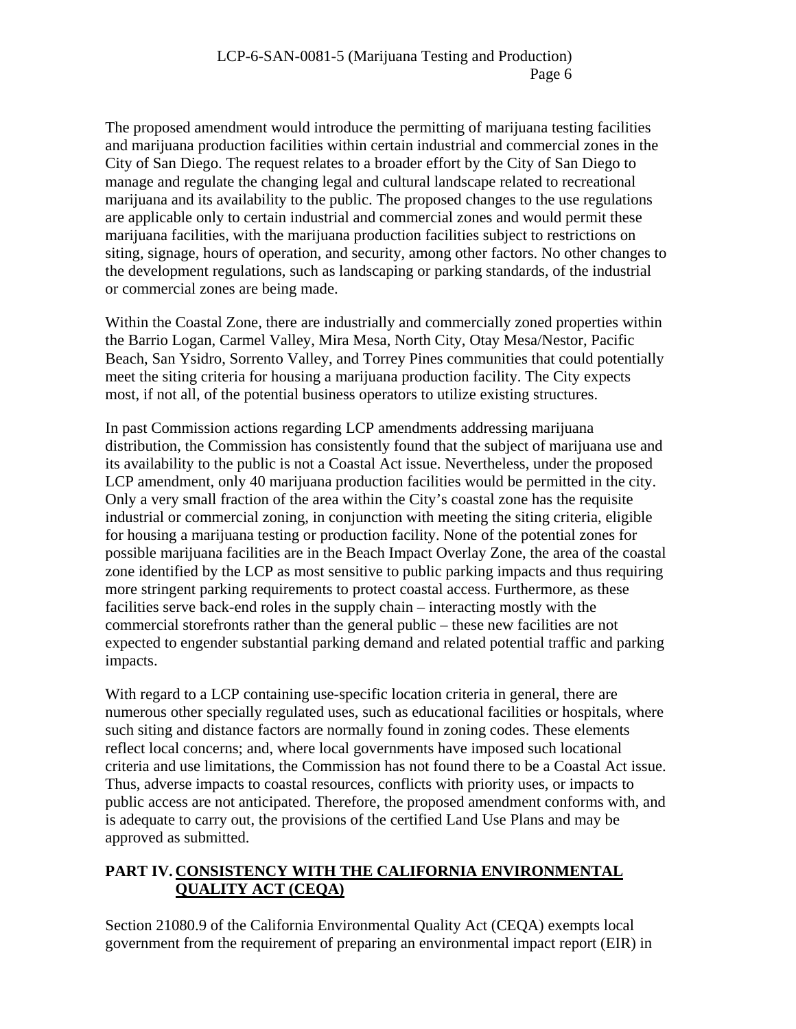The proposed amendment would introduce the permitting of marijuana testing facilities and marijuana production facilities within certain industrial and commercial zones in the City of San Diego. The request relates to a broader effort by the City of San Diego to manage and regulate the changing legal and cultural landscape related to recreational marijuana and its availability to the public. The proposed changes to the use regulations are applicable only to certain industrial and commercial zones and would permit these marijuana facilities, with the marijuana production facilities subject to restrictions on siting, signage, hours of operation, and security, among other factors. No other changes to the development regulations, such as landscaping or parking standards, of the industrial or commercial zones are being made.

Within the Coastal Zone, there are industrially and commercially zoned properties within the Barrio Logan, Carmel Valley, Mira Mesa, North City, Otay Mesa/Nestor, Pacific Beach, San Ysidro, Sorrento Valley, and Torrey Pines communities that could potentially meet the siting criteria for housing a marijuana production facility. The City expects most, if not all, of the potential business operators to utilize existing structures.

In past Commission actions regarding LCP amendments addressing marijuana distribution, the Commission has consistently found that the subject of marijuana use and its availability to the public is not a Coastal Act issue. Nevertheless, under the proposed LCP amendment, only 40 marijuana production facilities would be permitted in the city. Only a very small fraction of the area within the City's coastal zone has the requisite industrial or commercial zoning, in conjunction with meeting the siting criteria, eligible for housing a marijuana testing or production facility. None of the potential zones for possible marijuana facilities are in the Beach Impact Overlay Zone, the area of the coastal zone identified by the LCP as most sensitive to public parking impacts and thus requiring more stringent parking requirements to protect coastal access. Furthermore, as these facilities serve back-end roles in the supply chain – interacting mostly with the commercial storefronts rather than the general public – these new facilities are not expected to engender substantial parking demand and related potential traffic and parking impacts.

With regard to a LCP containing use-specific location criteria in general, there are numerous other specially regulated uses, such as educational facilities or hospitals, where such siting and distance factors are normally found in zoning codes. These elements reflect local concerns; and, where local governments have imposed such locational criteria and use limitations, the Commission has not found there to be a Coastal Act issue. Thus, adverse impacts to coastal resources, conflicts with priority uses, or impacts to public access are not anticipated. Therefore, the proposed amendment conforms with, and is adequate to carry out, the provisions of the certified Land Use Plans and may be approved as submitted.

## PART IV. CONSISTENCY WITH THE CALIFORNIA ENVIRONMENTAL QUALITY ACT (CEQA)

Section 21080.9 of the California Environmental Quality Act (CEQA) exempts local government from the requirement of preparing an environmental impact report (EIR) in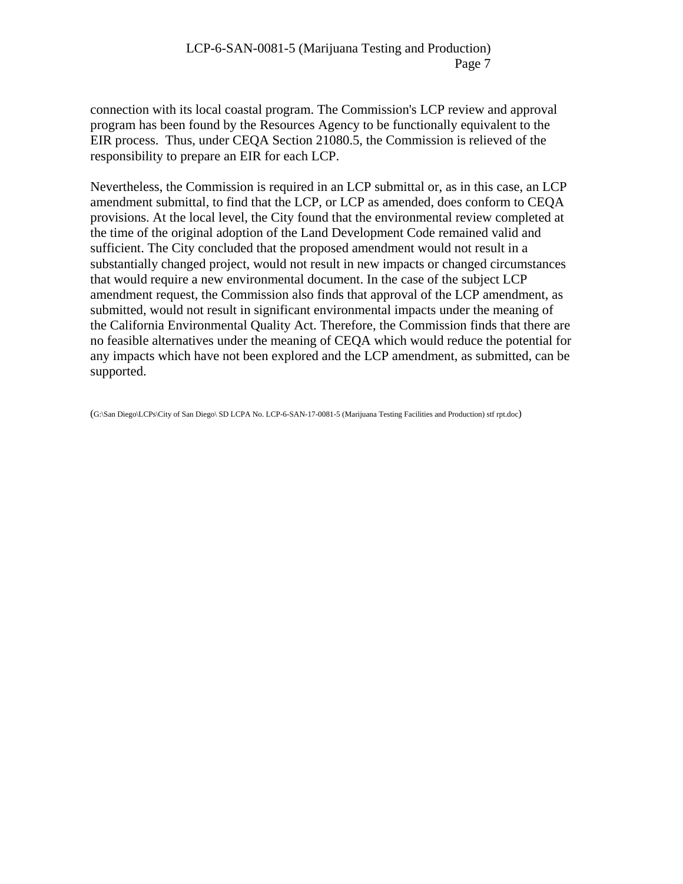connection with its local coastal program. The Commission's LCP review and approval program has been found by the Resources Agency to be functionally equivalent to the EIR process. Thus, under CEQA Section 21080.5, the Commission is relieved of the responsibility to prepare an EIR for each LCP.

Nevertheless, the Commission is required in an LCP submittal or, as in this case, an LCP amendment submittal, to find that the LCP, or LCP as amended, does conform to CEQA provisions. At the local level, the City found that the environmental review completed at the time of the original adoption of the Land Development Code remained valid and sufficient. The City concluded that the proposed amendment would not result in a substantially changed project, would not result in new impacts or changed circumstances that would require a new environmental document. In the case of the subject LCP amendment request, the Commission also finds that approval of the LCP amendment, as submitted, would not result in significant environmental impacts under the meaning of the California Environmental Quality Act. Therefore, the Commission finds that there are no feasible alternatives under the meaning of CEQA which would reduce the potential for any impacts which have not been explored and the LCP amendment, as submitted, can be supported.

(G:\San Diego\LCPs\City of San Diego\ SD LCPA No. LCP-6-SAN-17-0081-5 (Marijuana Testing Facilities and Production) stf rpt.doc)